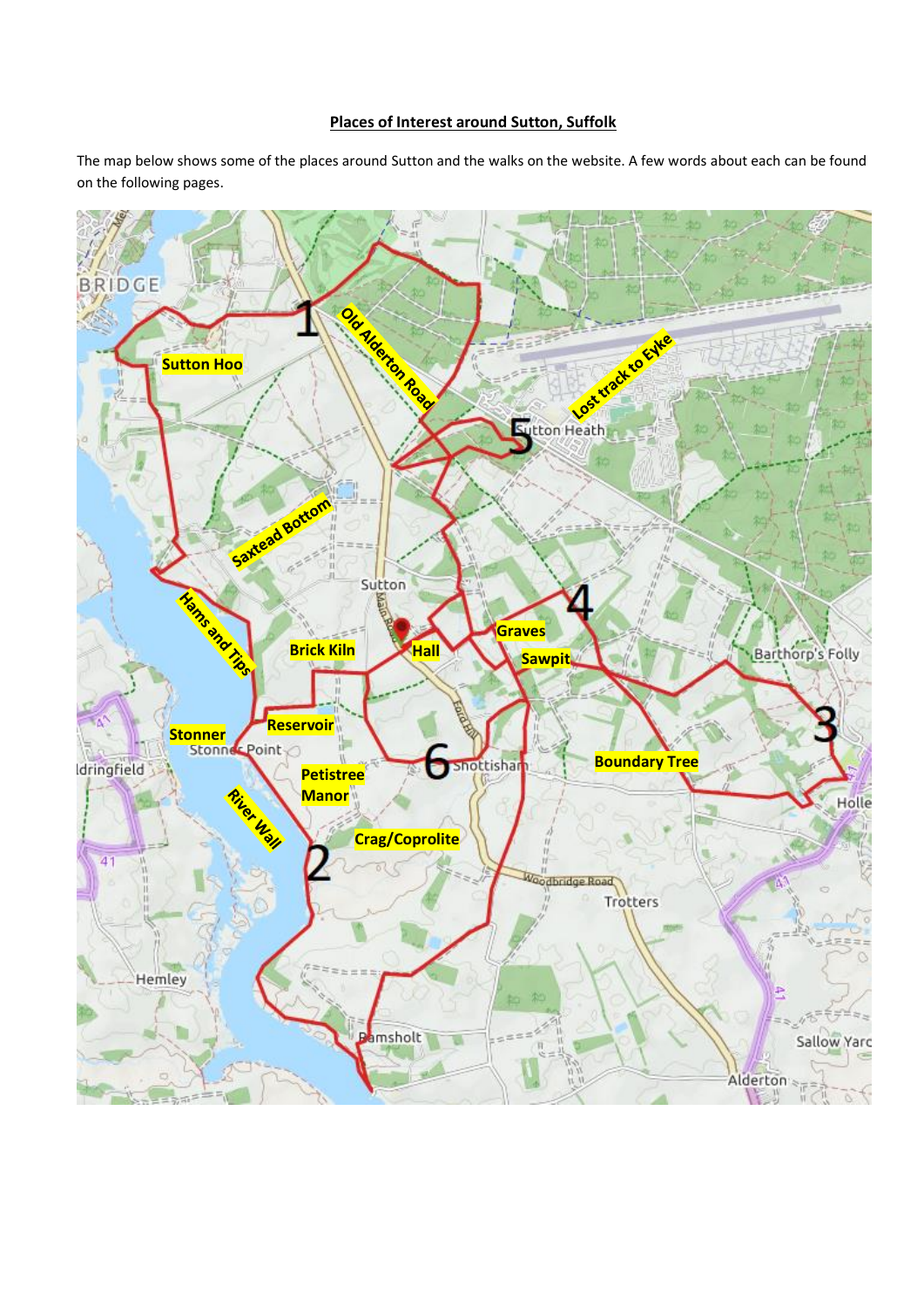# Places of Interest around Sutton, Suffolk

The map below shows some of the places around Sutton and the walks on the website. A few words about each can be found on the following pages.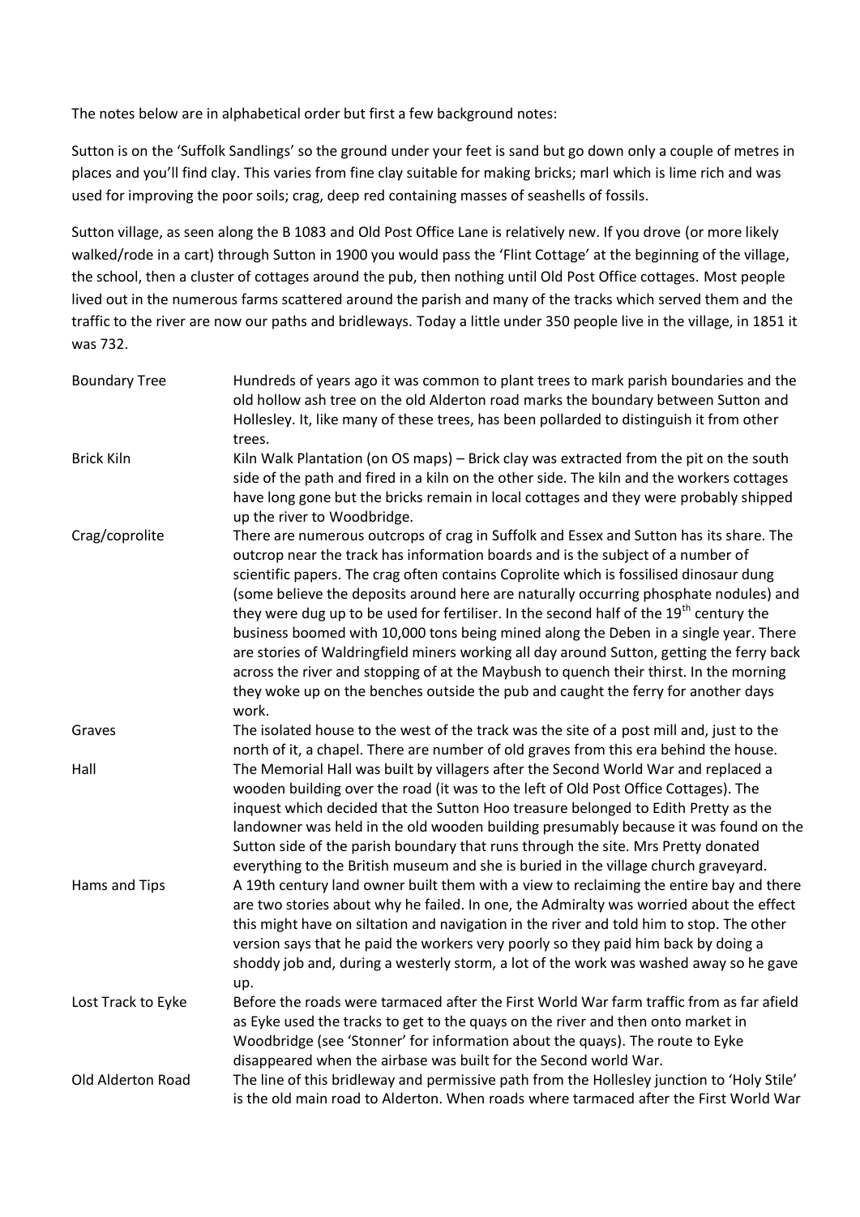The notes below are in alphabetical order but first a few background notes:

Sutton is on the 'Suffolk Sandlings' so the ground under your feet is sand but go down only a couple of metres in places and you'll find clay. This varies from fine clay suitable for making bricks; marl which is lime rich and was used for improving the poor soils; crag, deep red containing masses of seashells of fossils.

Sutton village, as seen along the B 1083 and Old Post Office Lane is relatively new. If you drove (or more likely walked/rode in a cart) through Sutton in 1900 you would pass the 'Flint Cottage' at the beginning of the village, the school, then a cluster of cottages around the pub, then nothing until Old Post Office cottages. Most people lived out in the numerous farms scattered around the parish and many of the tracks which served them and the traffic to the river are now our paths and bridleways. Today a little under 350 people live in the village, in 1851 it was 732.

| | |
|---|---|
| Boundary Tree | Hundreds of years ago it was common to plant trees to mark parish boundaries and the old hollow ash tree on the old Alderton road marks the boundary between Sutton and Hollesley. It, like many of these trees, has been pollarded to distinguish it from other trees. |
| Brick Kiln | Kiln Walk Plantation (on OS maps) – Brick clay was extracted from the pit on the south side of the path and fired in a kiln on the other side. The kiln and the workers cottages have long gone but the bricks remain in local cottages and they were probably shipped up the river to Woodbridge. |
| Crag/coprolite | There are numerous outcrops of crag in Suffolk and Essex and Sutton has its share. The outcrop near the track has information boards and is the subject of a number of scientific papers. The crag often contains Coprolite which is fossilised dinosaur dung (some believe the deposits around here are naturally occurring phosphate nodules) and they were dug up to be used for fertiliser. In the second half of the 19th century the business boomed with 10,000 tons being mined along the Deben in a single year. There are stories of Waldringfield miners working all day around Sutton, getting the ferry back across the river and stopping of at the Maybush to quench their thirst. In the morning they woke up on the benches outside the pub and caught the ferry for another days work. |
| Graves | The isolated house to the west of the track was the site of a post mill and, just to the north of it, a chapel. There are number of old graves from this era behind the house. |
| Hall | The Memorial Hall was built by villagers after the Second World War and replaced a wooden building over the road (it was to the left of Old Post Office Cottages). The inquest which decided that the Sutton Hoo treasure belonged to Edith Pretty as the landowner was held in the old wooden building presumably because it was found on the Sutton side of the parish boundary that runs through the site. Mrs Pretty donated everything to the British museum and she is buried in the village church graveyard. |
| Hams and Tips | A 19th century land owner built them with a view to reclaiming the entire bay and there are two stories about why he failed. In one, the Admiralty was worried about the effect this might have on siltation and navigation in the river and told him to stop. The other version says that he paid the workers very poorly so they paid him back by doing a shoddy job and, during a westerly storm, a lot of the work was washed away so he gave up. |
| Lost Track to Eyke | Before the roads were tarmaced after the First World War farm traffic from as far afield as Eyke used the tracks to get to the quays on the river and then onto market in Woodbridge (see 'Stonner' for information about the quays). The route to Eyke disappeared when the airbase was built for the Second world War. |
| Old Alderton Road | The line of this bridleway and permissive path from the Hollesley junction to 'Holy Stile' is the old main road to Alderton. When roads where tarmaced after the First World War |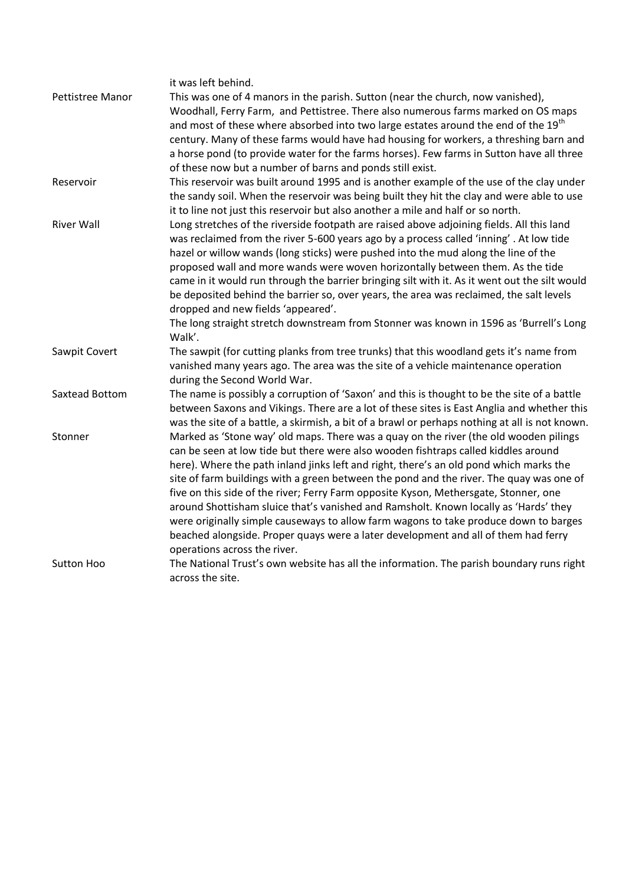| | |
|---|---|
| | it was left behind. |
| Pettistree Manor | This was one of 4 manors in the parish. Sutton (near the church, now vanished), Woodhall, Ferry Farm, and Pettistree. There also numerous farms marked on OS maps and most of these where absorbed into two large estates around the end of the 19th century. Many of these farms would have had housing for workers, a threshing barn and a horse pond (to provide water for the farms horses). Few farms in Sutton have all three of these now but a number of barns and ponds still exist. |
| Reservoir | This reservoir was built around 1995 and is another example of the use of the clay under the sandy soil. When the reservoir was being built they hit the clay and were able to use it to line not just this reservoir but also another a mile and half or so north. |
| River Wall | Long stretches of the riverside footpath are raised above adjoining fields. All this land was reclaimed from the river 5-600 years ago by a process called 'inning' . At low tide hazel or willow wands (long sticks) were pushed into the mud along the line of the proposed wall and more wands were woven horizontally between them. As the tide came in it would run through the barrier bringing silt with it. As it went out the silt would be deposited behind the barrier so, over years, the area was reclaimed, the salt levels dropped and new fields 'appeared'.<br>The long straight stretch downstream from Stonner was known in 1596 as 'Burrell's Long Walk'. |
| Sawpit Covert | The sawpit (for cutting planks from tree trunks) that this woodland gets it's name from vanished many years ago. The area was the site of a vehicle maintenance operation during the Second World War. |
| Saxtead Bottom | The name is possibly a corruption of 'Saxon' and this is thought to be the site of a battle between Saxons and Vikings. There are a lot of these sites is East Anglia and whether this was the site of a battle, a skirmish, a bit of a brawl or perhaps nothing at all is not known. |
| Stonner | Marked as 'Stone way' old maps. There was a quay on the river (the old wooden pilings can be seen at low tide but there were also wooden fishtraps called kiddles around here). Where the path inland jinks left and right, there's an old pond which marks the site of farm buildings with a green between the pond and the river. The quay was one of five on this side of the river; Ferry Farm opposite Kyson, Methersgate, Stonner, one around Shottisham sluice that's vanished and Ramsholt. Known locally as 'Hards' they were originally simple causeways to allow farm wagons to take produce down to barges beached alongside. Proper quays were a later development and all of them had ferry operations across the river. |
| Sutton Hoo | The National Trust's own website has all the information. The parish boundary runs right across the site. |